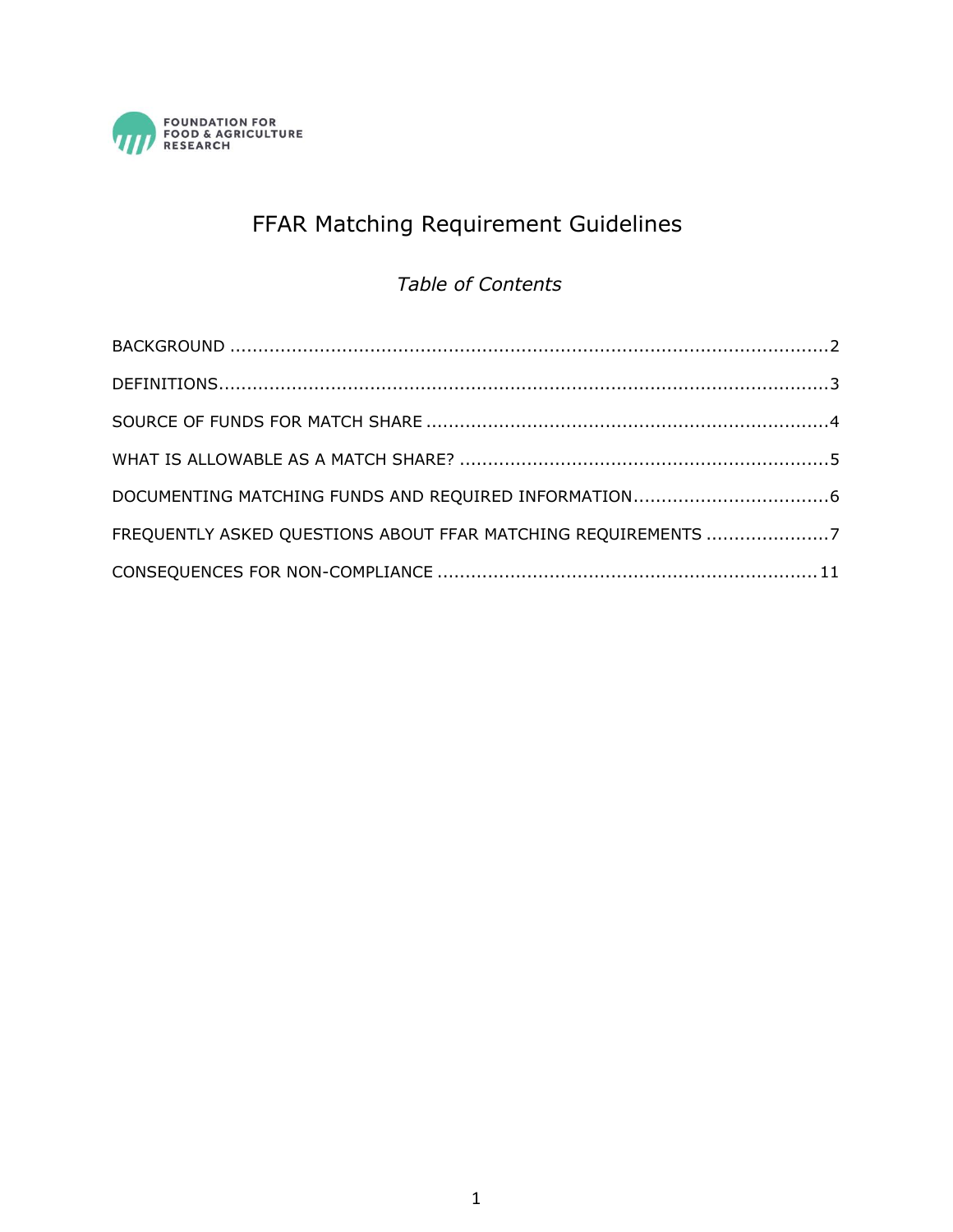FOUNDATION FOR FOOD & AGRICULTURE RESEARCH

# FFAR Matching Requirement Guidelines

*Table of Contents*

BACKGROUND ....................................................................................................2

DEFINITIONS....................................................................................................3

SOURCE OF FUNDS FOR MATCH SHARE ..............................................................4

WHAT IS ALLOWABLE AS A MATCH SHARE? .........................................................5

DOCUMENTING MATCHING FUNDS AND REQUIRED INFORMATION..........................6

FREQUENTLY ASKED QUESTIONS ABOUT FFAR MATCHING REQUIREMENTS .............7

CONSEQUENCES FOR NON-COMPLIANCE ............................................................11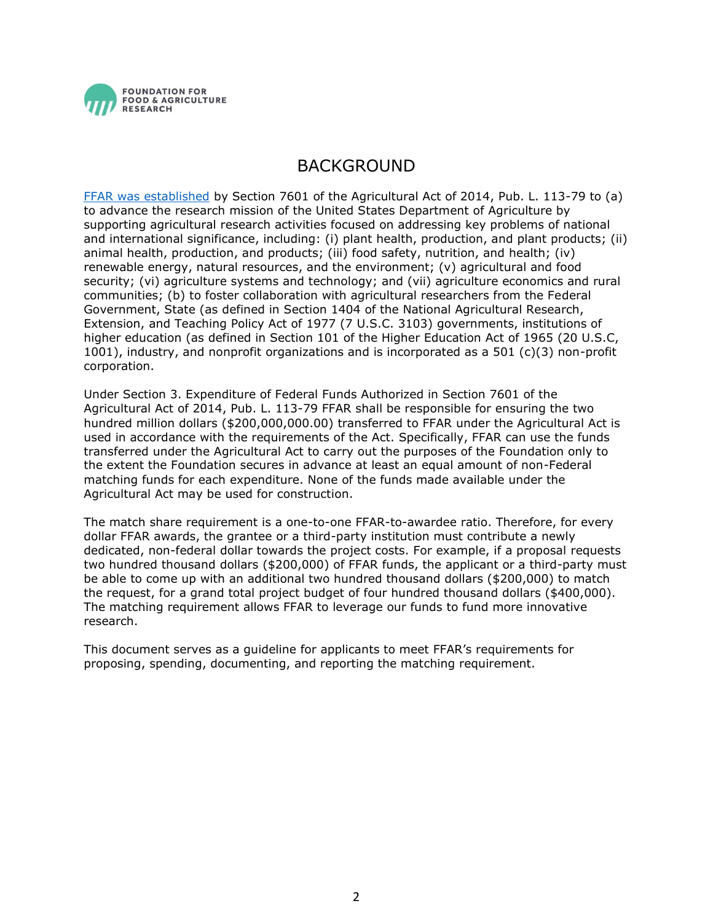# BACKGROUND

[FFAR was established](#) by Section 7601 of the Agricultural Act of 2014, Pub. L. 113-79 to (a) to advance the research mission of the United States Department of Agriculture by supporting agricultural research activities focused on addressing key problems of national and international significance, including: (i) plant health, production, and plant products; (ii) animal health, production, and products; (iii) food safety, nutrition, and health; (iv) renewable energy, natural resources, and the environment; (v) agricultural and food security; (vi) agriculture systems and technology; and (vii) agriculture economics and rural communities; (b) to foster collaboration with agricultural researchers from the Federal Government, State (as defined in Section 1404 of the National Agricultural Research, Extension, and Teaching Policy Act of 1977 (7 U.S.C. 3103) governments, institutions of higher education (as defined in Section 101 of the Higher Education Act of 1965 (20 U.S.C, 1001), industry, and nonprofit organizations and is incorporated as a 501 (c)(3) non-profit corporation.

Under Section 3. Expenditure of Federal Funds Authorized in Section 7601 of the Agricultural Act of 2014, Pub. L. 113-79 FFAR shall be responsible for ensuring the two hundred million dollars ($200,000,000.00) transferred to FFAR under the Agricultural Act is used in accordance with the requirements of the Act. Specifically, FFAR can use the funds transferred under the Agricultural Act to carry out the purposes of the Foundation only to the extent the Foundation secures in advance at least an equal amount of non-Federal matching funds for each expenditure. None of the funds made available under the Agricultural Act may be used for construction.

The match share requirement is a one-to-one FFAR-to-awardee ratio. Therefore, for every dollar FFAR awards, the grantee or a third-party institution must contribute a newly dedicated, non-federal dollar towards the project costs. For example, if a proposal requests two hundred thousand dollars ($200,000) of FFAR funds, the applicant or a third-party must be able to come up with an additional two hundred thousand dollars ($200,000) to match the request, for a grand total project budget of four hundred thousand dollars ($400,000). The matching requirement allows FFAR to leverage our funds to fund more innovative research.

This document serves as a guideline for applicants to meet FFAR's requirements for proposing, spending, documenting, and reporting the matching requirement.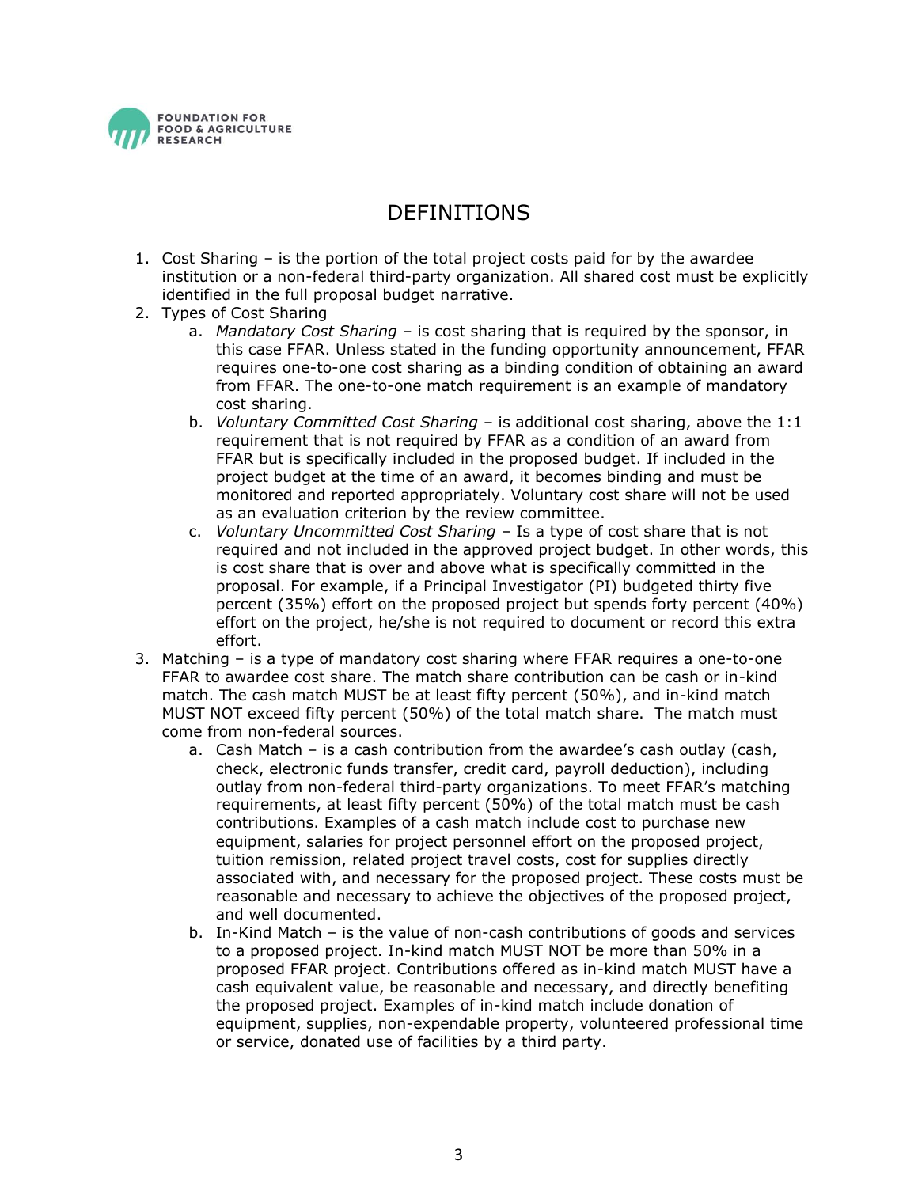# DEFINITIONS

1. Cost Sharing – is the portion of the total project costs paid for by the awardee institution or a non-federal third-party organization. All shared cost must be explicitly identified in the full proposal budget narrative.
2. Types of Cost Sharing
    a. *Mandatory Cost Sharing* – is cost sharing that is required by the sponsor, in this case FFAR. Unless stated in the funding opportunity announcement, FFAR requires one-to-one cost sharing as a binding condition of obtaining an award from FFAR. The one-to-one match requirement is an example of mandatory cost sharing.
    b. *Voluntary Committed Cost Sharing* – is additional cost sharing, above the 1:1 requirement that is not required by FFAR as a condition of an award from FFAR but is specifically included in the proposed budget. If included in the project budget at the time of an award, it becomes binding and must be monitored and reported appropriately. Voluntary cost share will not be used as an evaluation criterion by the review committee.
    c. *Voluntary Uncommitted Cost Sharing* – Is a type of cost share that is not required and not included in the approved project budget. In other words, this is cost share that is over and above what is specifically committed in the proposal. For example, if a Principal Investigator (PI) budgeted thirty five percent (35%) effort on the proposed project but spends forty percent (40%) effort on the project, he/she is not required to document or record this extra effort.
3. Matching – is a type of mandatory cost sharing where FFAR requires a one-to-one FFAR to awardee cost share. The match share contribution can be cash or in-kind match. The cash match MUST be at least fifty percent (50%), and in-kind match MUST NOT exceed fifty percent (50%) of the total match share. The match must come from non-federal sources.
    a. Cash Match – is a cash contribution from the awardee's cash outlay (cash, check, electronic funds transfer, credit card, payroll deduction), including outlay from non-federal third-party organizations. To meet FFAR's matching requirements, at least fifty percent (50%) of the total match must be cash contributions. Examples of a cash match include cost to purchase new equipment, salaries for project personnel effort on the proposed project, tuition remission, related project travel costs, cost for supplies directly associated with, and necessary for the proposed project. These costs must be reasonable and necessary to achieve the objectives of the proposed project, and well documented.
    b. In-Kind Match – is the value of non-cash contributions of goods and services to a proposed project. In-kind match MUST NOT be more than 50% in a proposed FFAR project. Contributions offered as in-kind match MUST have a cash equivalent value, be reasonable and necessary, and directly benefiting the proposed project. Examples of in-kind match include donation of equipment, supplies, non-expendable property, volunteered professional time or service, donated use of facilities by a third party.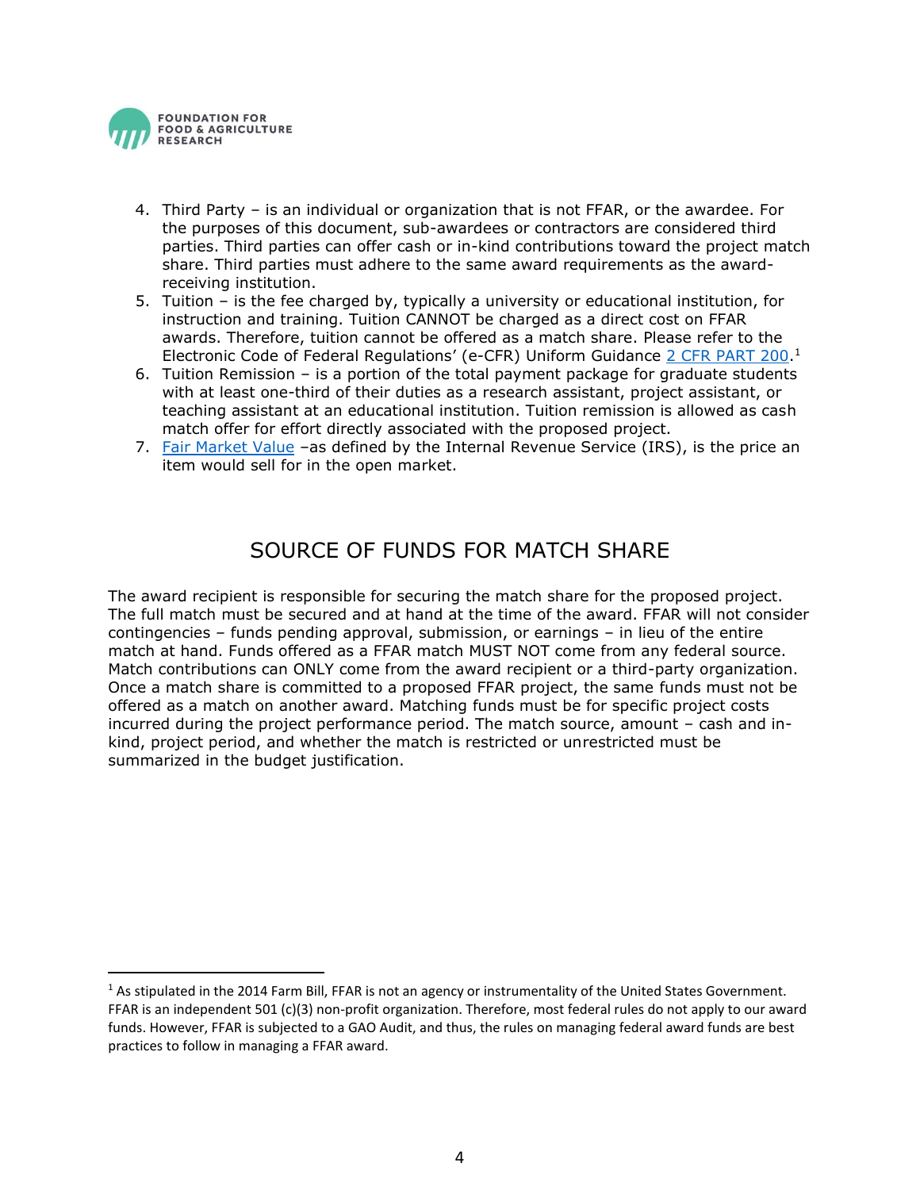4. Third Party – is an individual or organization that is not FFAR, or the awardee. For the purposes of this document, sub-awardees or contractors are considered third parties. Third parties can offer cash or in-kind contributions toward the project match share. Third parties must adhere to the same award requirements as the award-receiving institution.
5. Tuition – is the fee charged by, typically a university or educational institution, for instruction and training. Tuition CANNOT be charged as a direct cost on FFAR awards. Therefore, tuition cannot be offered as a match share. Please refer to the Electronic Code of Federal Regulations' (e-CFR) Uniform Guidance 2 CFR PART 200.[1]
6. Tuition Remission – is a portion of the total payment package for graduate students with at least one-third of their duties as a research assistant, project assistant, or teaching assistant at an educational institution. Tuition remission is allowed as cash match offer for effort directly associated with the proposed project.
7. Fair Market Value –as defined by the Internal Revenue Service (IRS), is the price an item would sell for in the open market.

## SOURCE OF FUNDS FOR MATCH SHARE

The award recipient is responsible for securing the match share for the proposed project. The full match must be secured and at hand at the time of the award. FFAR will not consider contingencies – funds pending approval, submission, or earnings – in lieu of the entire match at hand. Funds offered as a FFAR match MUST NOT come from any federal source. Match contributions can ONLY come from the award recipient or a third-party organization. Once a match share is committed to a proposed FFAR project, the same funds must not be offered as a match on another award. Matching funds must be for specific project costs incurred during the project performance period. The match source, amount – cash and in-kind, project period, and whether the match is restricted or unrestricted must be summarized in the budget justification.

[1] As stipulated in the 2014 Farm Bill, FFAR is not an agency or instrumentality of the United States Government. FFAR is an independent 501 (c)(3) non-profit organization. Therefore, most federal rules do not apply to our award funds. However, FFAR is subjected to a GAO Audit, and thus, the rules on managing federal award funds are best practices to follow in managing a FFAR award.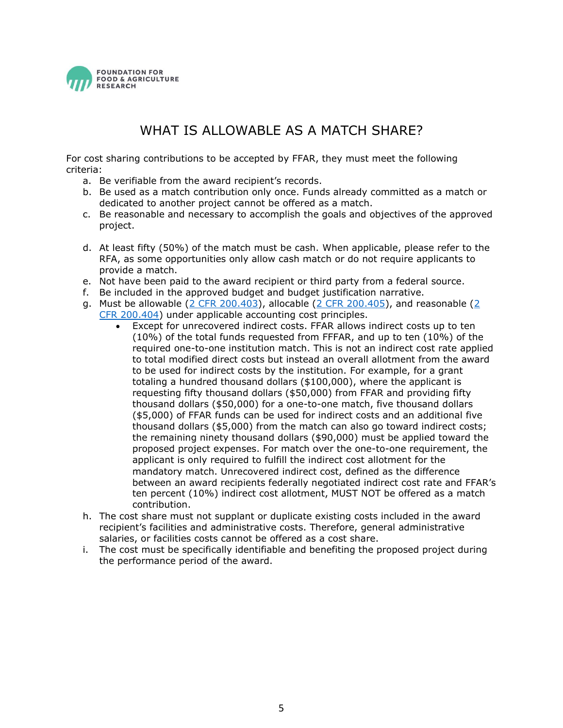## WHAT IS ALLOWABLE AS A MATCH SHARE?

For cost sharing contributions to be accepted by FFAR, they must meet the following criteria:

a. Be verifiable from the award recipient's records.
b. Be used as a match contribution only once. Funds already committed as a match or dedicated to another project cannot be offered as a match.
c. Be reasonable and necessary to accomplish the goals and objectives of the approved project.
d. At least fifty (50%) of the match must be cash. When applicable, please refer to the RFA, as some opportunities only allow cash match or do not require applicants to provide a match.
e. Not have been paid to the award recipient or third party from a federal source.
f. Be included in the approved budget and budget justification narrative.
g. Must be allowable (2 CFR 200.403), allocable (2 CFR 200.405), and reasonable (2 CFR 200.404) under applicable accounting cost principles.
    - Except for unrecovered indirect costs. FFAR allows indirect costs up to ten (10%) of the total funds requested from FFFAR, and up to ten (10%) of the required one-to-one institution match. This is not an indirect cost rate applied to total modified direct costs but instead an overall allotment from the award to be used for indirect costs by the institution. For example, for a grant totaling a hundred thousand dollars ($100,000), where the applicant is requesting fifty thousand dollars ($50,000) from FFAR and providing fifty thousand dollars ($50,000) for a one-to-one match, five thousand dollars ($5,000) of FFAR funds can be used for indirect costs and an additional five thousand dollars ($5,000) from the match can also go toward indirect costs; the remaining ninety thousand dollars ($90,000) must be applied toward the proposed project expenses. For match over the one-to-one requirement, the applicant is only required to fulfill the indirect cost allotment for the mandatory match. Unrecovered indirect cost, defined as the difference between an award recipients federally negotiated indirect cost rate and FFAR's ten percent (10%) indirect cost allotment, MUST NOT be offered as a match contribution.
h. The cost share must not supplant or duplicate existing costs included in the award recipient's facilities and administrative costs. Therefore, general administrative salaries, or facilities costs cannot be offered as a cost share.
i. The cost must be specifically identifiable and benefiting the proposed project during the performance period of the award.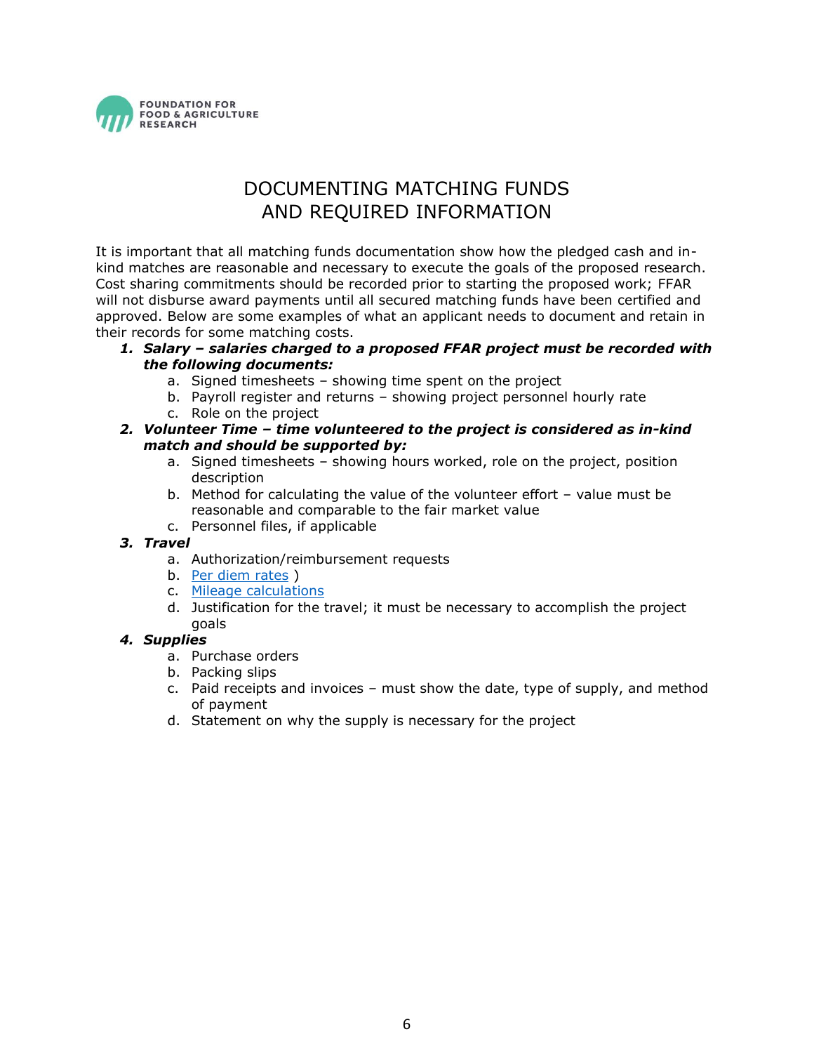FOUNDATION FOR FOOD & AGRICULTURE RESEARCH

# DOCUMENTING MATCHING FUNDS AND REQUIRED INFORMATION

It is important that all matching funds documentation show how the pledged cash and in-kind matches are reasonable and necessary to execute the goals of the proposed research. Cost sharing commitments should be recorded prior to starting the proposed work; FFAR will not disburse award payments until all secured matching funds have been certified and approved. Below are some examples of what an applicant needs to document and retain in their records for some matching costs.

1. ***Salary – salaries charged to a proposed FFAR project must be recorded with the following documents:***
   a. Signed timesheets – showing time spent on the project
   b. Payroll register and returns – showing project personnel hourly rate
   c. Role on the project
2. ***Volunteer Time – time volunteered to the project is considered as in-kind match and should be supported by:***
   a. Signed timesheets – showing hours worked, role on the project, position description
   b. Method for calculating the value of the volunteer effort – value must be reasonable and comparable to the fair market value
   c. Personnel files, if applicable
3. ***Travel***
   a. Authorization/reimbursement requests
   b. Per diem rates )
   c. Mileage calculations
   d. Justification for the travel; it must be necessary to accomplish the project goals
4. ***Supplies***
   a. Purchase orders
   b. Packing slips
   c. Paid receipts and invoices – must show the date, type of supply, and method of payment
   d. Statement on why the supply is necessary for the project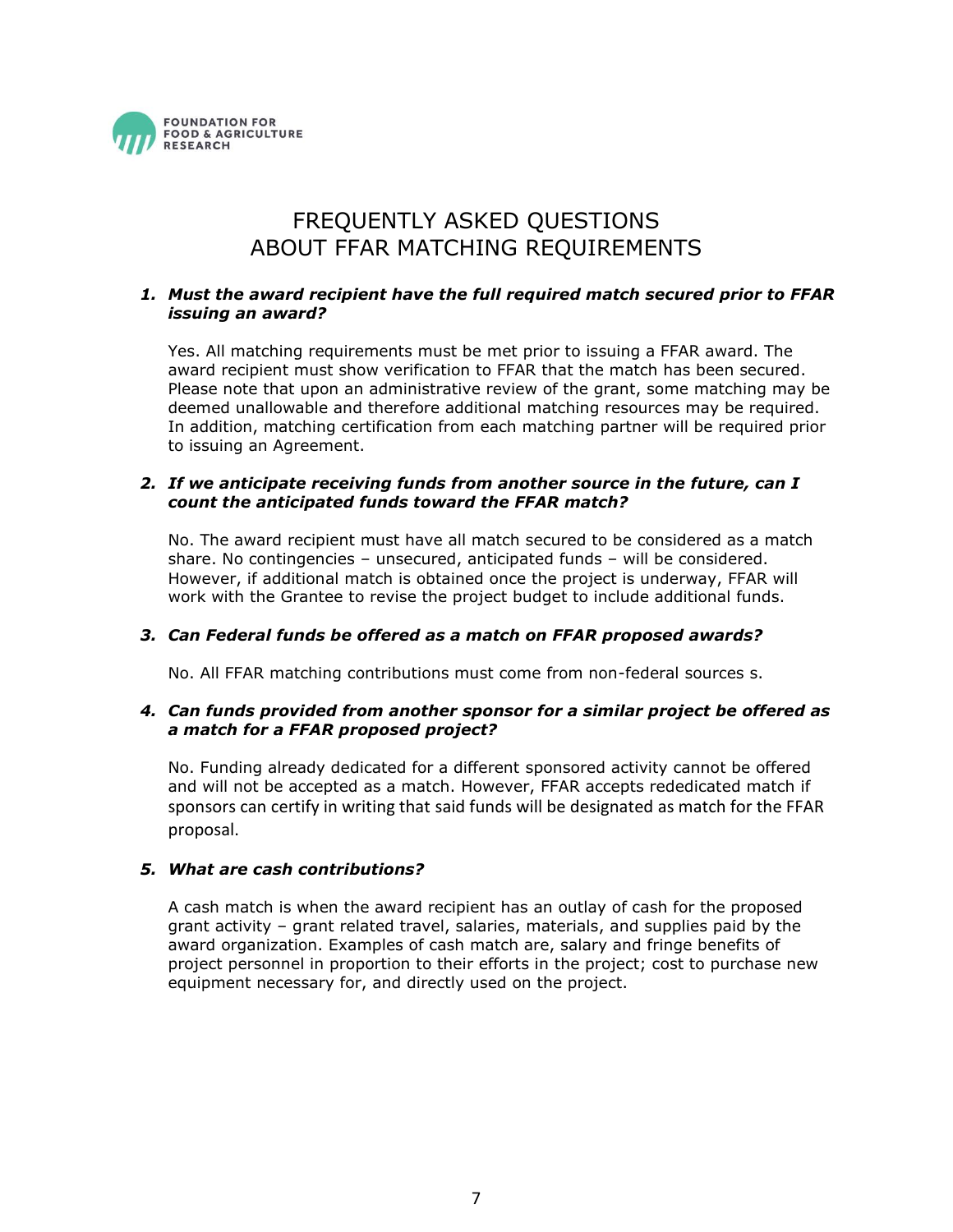FOUNDATION FOR FOOD & AGRICULTURE RESEARCH

# FREQUENTLY ASKED QUESTIONS ABOUT FFAR MATCHING REQUIREMENTS

1. ***Must the award recipient have the full required match secured prior to FFAR issuing an award?***

   Yes. All matching requirements must be met prior to issuing a FFAR award. The award recipient must show verification to FFAR that the match has been secured. Please note that upon an administrative review of the grant, some matching may be deemed unallowable and therefore additional matching resources may be required. In addition, matching certification from each matching partner will be required prior to issuing an Agreement.

2. ***If we anticipate receiving funds from another source in the future, can I count the anticipated funds toward the FFAR match?***

   No. The award recipient must have all match secured to be considered as a match share. No contingencies – unsecured, anticipated funds – will be considered. However, if additional match is obtained once the project is underway, FFAR will work with the Grantee to revise the project budget to include additional funds.

3. ***Can Federal funds be offered as a match on FFAR proposed awards?***

   No. All FFAR matching contributions must come from non-federal sources s.

4. ***Can funds provided from another sponsor for a similar project be offered as a match for a FFAR proposed project?***

   No. Funding already dedicated for a different sponsored activity cannot be offered and will not be accepted as a match. However, FFAR accepts rededicated match if sponsors can certify in writing that said funds will be designated as match for the FFAR proposal.

5. ***What are cash contributions?***

   A cash match is when the award recipient has an outlay of cash for the proposed grant activity – grant related travel, salaries, materials, and supplies paid by the award organization. Examples of cash match are, salary and fringe benefits of project personnel in proportion to their efforts in the project; cost to purchase new equipment necessary for, and directly used on the project.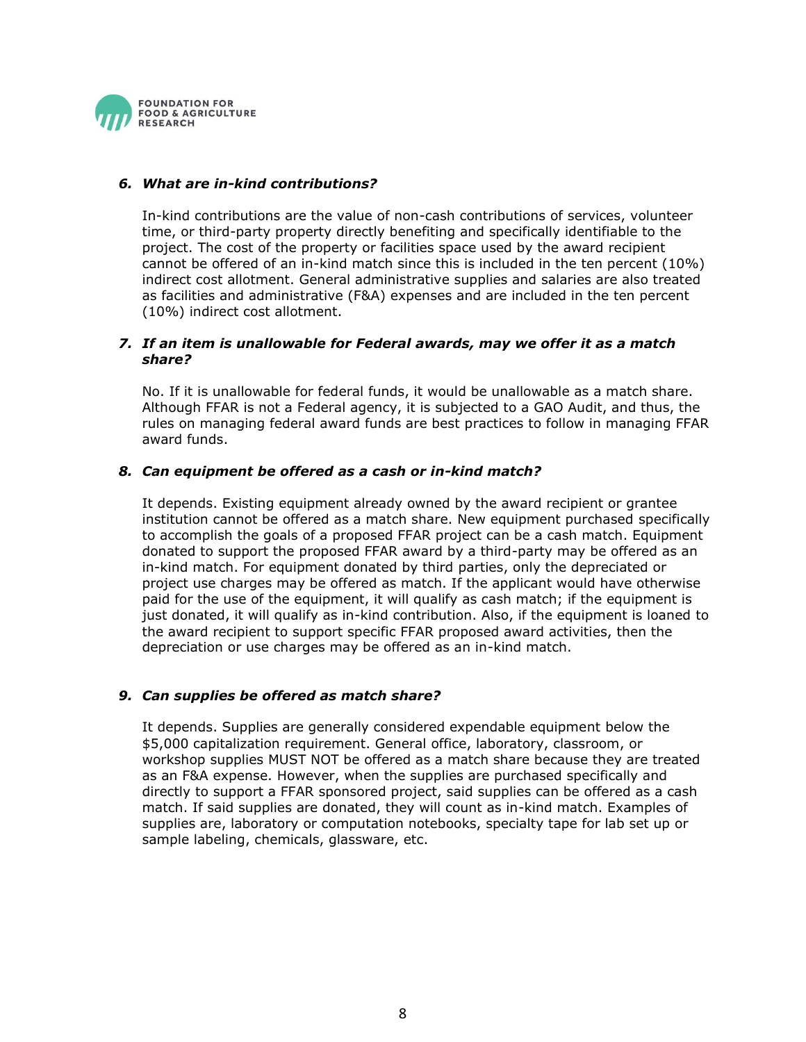### *6. What are in-kind contributions?*

In-kind contributions are the value of non-cash contributions of services, volunteer time, or third-party property directly benefiting and specifically identifiable to the project. The cost of the property or facilities space used by the award recipient cannot be offered of an in-kind match since this is included in the ten percent (10%) indirect cost allotment. General administrative supplies and salaries are also treated as facilities and administrative (F&A) expenses and are included in the ten percent (10%) indirect cost allotment.

### *7. If an item is unallowable for Federal awards, may we offer it as a match share?*

No. If it is unallowable for federal funds, it would be unallowable as a match share. Although FFAR is not a Federal agency, it is subjected to a GAO Audit, and thus, the rules on managing federal award funds are best practices to follow in managing FFAR award funds.

### *8. Can equipment be offered as a cash or in-kind match?*

It depends. Existing equipment already owned by the award recipient or grantee institution cannot be offered as a match share. New equipment purchased specifically to accomplish the goals of a proposed FFAR project can be a cash match. Equipment donated to support the proposed FFAR award by a third-party may be offered as an in-kind match. For equipment donated by third parties, only the depreciated or project use charges may be offered as match. If the applicant would have otherwise paid for the use of the equipment, it will qualify as cash match; if the equipment is just donated, it will qualify as in-kind contribution. Also, if the equipment is loaned to the award recipient to support specific FFAR proposed award activities, then the depreciation or use charges may be offered as an in-kind match.

### *9. Can supplies be offered as match share?*

It depends. Supplies are generally considered expendable equipment below the $5,000 capitalization requirement. General office, laboratory, classroom, or workshop supplies MUST NOT be offered as a match share because they are treated as an F&A expense. However, when the supplies are purchased specifically and directly to support a FFAR sponsored project, said supplies can be offered as a cash match. If said supplies are donated, they will count as in-kind match. Examples of supplies are, laboratory or computation notebooks, specialty tape for lab set up or sample labeling, chemicals, glassware, etc.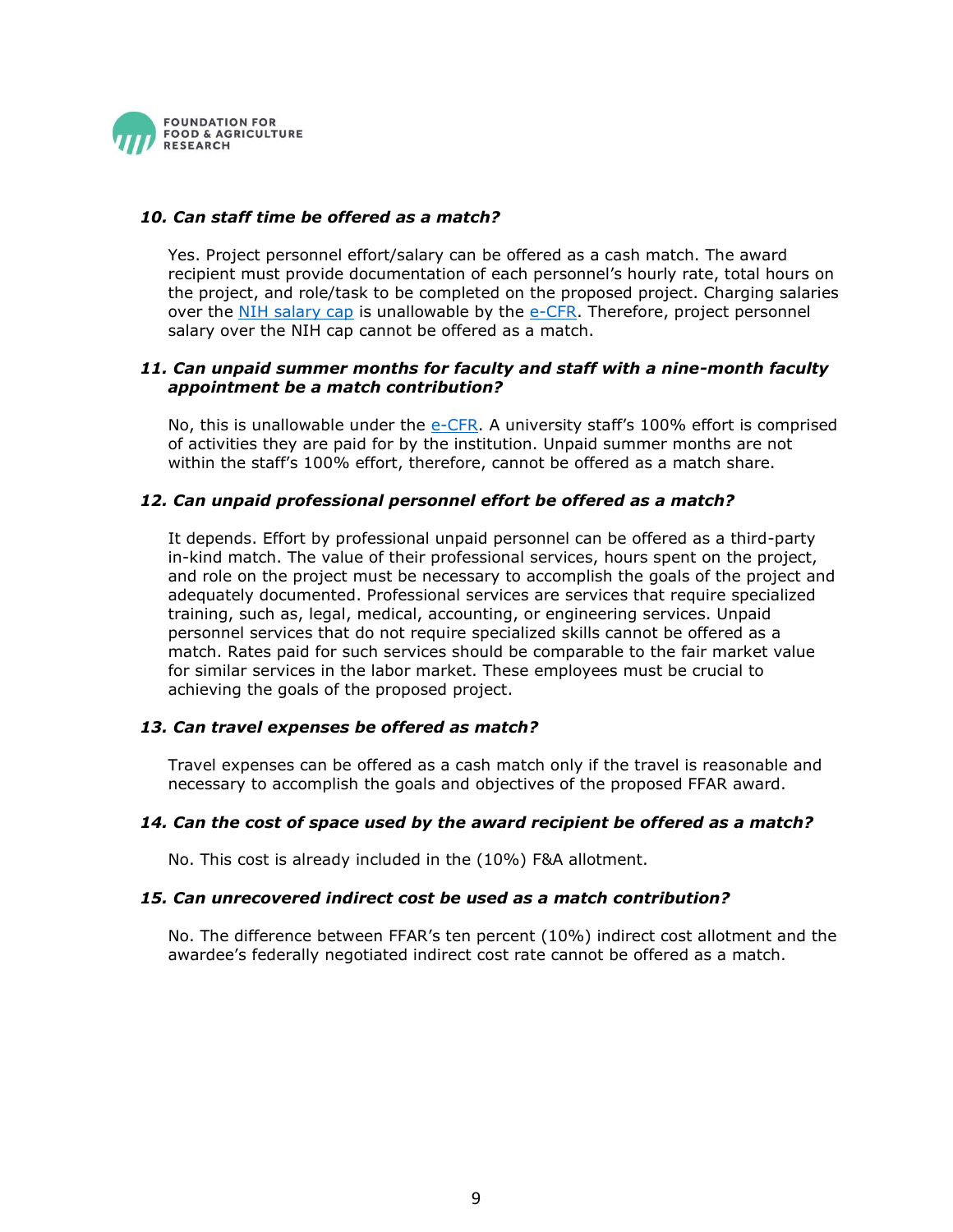***10. Can staff time be offered as a match?***

Yes. Project personnel effort/salary can be offered as a cash match. The award recipient must provide documentation of each personnel's hourly rate, total hours on the project, and role/task to be completed on the proposed project. Charging salaries over the NIH salary cap is unallowable by the e-CFR. Therefore, project personnel salary over the NIH cap cannot be offered as a match.

***11. Can unpaid summer months for faculty and staff with a nine-month faculty appointment be a match contribution?***

No, this is unallowable under the e-CFR. A university staff's 100% effort is comprised of activities they are paid for by the institution. Unpaid summer months are not within the staff's 100% effort, therefore, cannot be offered as a match share.

***12. Can unpaid professional personnel effort be offered as a match?***

It depends. Effort by professional unpaid personnel can be offered as a third-party in-kind match. The value of their professional services, hours spent on the project, and role on the project must be necessary to accomplish the goals of the project and adequately documented. Professional services are services that require specialized training, such as, legal, medical, accounting, or engineering services. Unpaid personnel services that do not require specialized skills cannot be offered as a match. Rates paid for such services should be comparable to the fair market value for similar services in the labor market. These employees must be crucial to achieving the goals of the proposed project.

***13. Can travel expenses be offered as match?***

Travel expenses can be offered as a cash match only if the travel is reasonable and necessary to accomplish the goals and objectives of the proposed FFAR award.

***14. Can the cost of space used by the award recipient be offered as a match?***

No. This cost is already included in the (10%) F&A allotment.

***15. Can unrecovered indirect cost be used as a match contribution?***

No. The difference between FFAR's ten percent (10%) indirect cost allotment and the awardee's federally negotiated indirect cost rate cannot be offered as a match.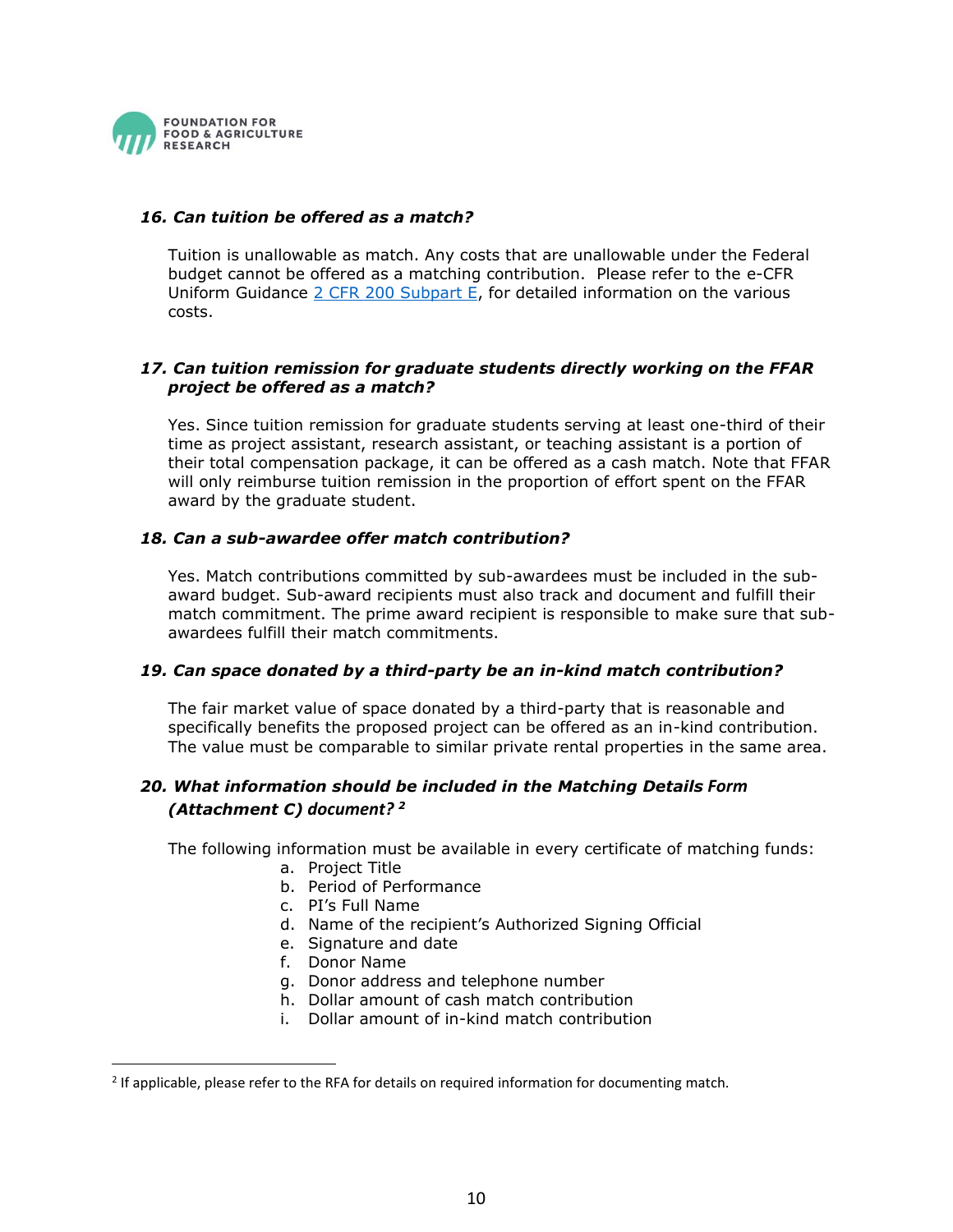### *16. Can tuition be offered as a match?*

Tuition is unallowable as match. Any costs that are unallowable under the Federal budget cannot be offered as a matching contribution. Please refer to the e-CFR Uniform Guidance [2 CFR 200 Subpart E](), for detailed information on the various costs.

### *17. Can tuition remission for graduate students directly working on the FFAR project be offered as a match?*

Yes. Since tuition remission for graduate students serving at least one-third of their time as project assistant, research assistant, or teaching assistant is a portion of their total compensation package, it can be offered as a cash match. Note that FFAR will only reimburse tuition remission in the proportion of effort spent on the FFAR award by the graduate student.

### *18. Can a sub-awardee offer match contribution?*

Yes. Match contributions committed by sub-awardees must be included in the sub-award budget. Sub-award recipients must also track and document and fulfill their match commitment. The prime award recipient is responsible to make sure that sub-awardees fulfill their match commitments.

### *19. Can space donated by a third-party be an in-kind match contribution?*

The fair market value of space donated by a third-party that is reasonable and specifically benefits the proposed project can be offered as an in-kind contribution. The value must be comparable to similar private rental properties in the same area.

### *20. What information should be included in the Matching Details Form (Attachment C) document?* [2]

The following information must be available in every certificate of matching funds:

a. Project Title
b. Period of Performance
c. PI's Full Name
d. Name of the recipient's Authorized Signing Official
e. Signature and date
f. Donor Name
g. Donor address and telephone number
h. Dollar amount of cash match contribution
i. Dollar amount of in-kind match contribution

---

[2] If applicable, please refer to the RFA for details on required information for documenting match.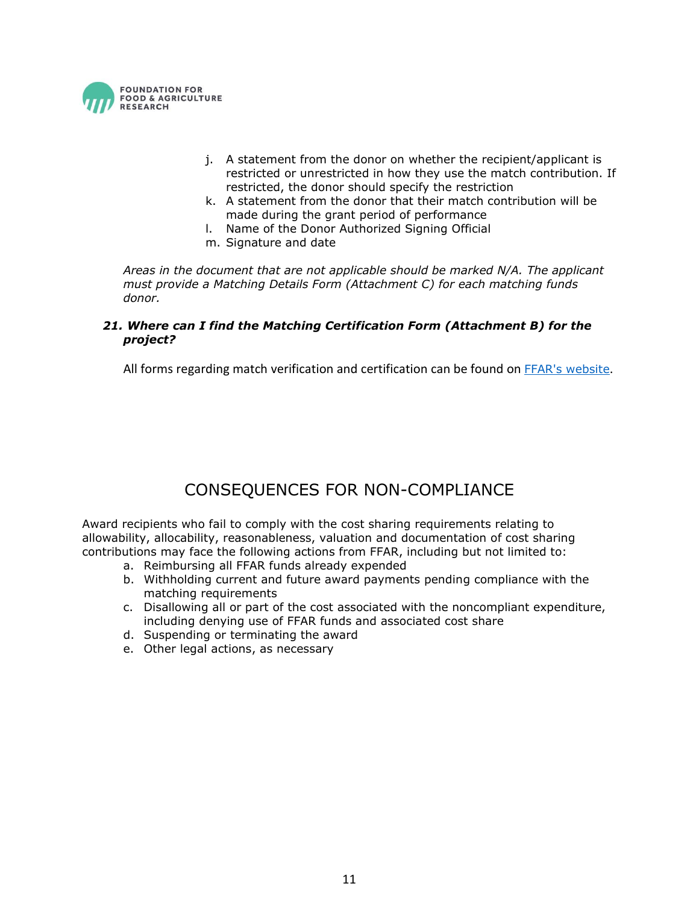j. A statement from the donor on whether the recipient/applicant is restricted or unrestricted in how they use the match contribution. If restricted, the donor should specify the restriction
k. A statement from the donor that their match contribution will be made during the grant period of performance
l. Name of the Donor Authorized Signing Official
m. Signature and date

*Areas in the document that are not applicable should be marked N/A. The applicant must provide a Matching Details Form (Attachment C) for each matching funds donor.*

***21. Where can I find the Matching Certification Form (Attachment B) for the project?***

All forms regarding match verification and certification can be found on FFAR's website.

## CONSEQUENCES FOR NON-COMPLIANCE

Award recipients who fail to comply with the cost sharing requirements relating to allowability, allocability, reasonableness, valuation and documentation of cost sharing contributions may face the following actions from FFAR, including but not limited to:

a. Reimbursing all FFAR funds already expended
b. Withholding current and future award payments pending compliance with the matching requirements
c. Disallowing all or part of the cost associated with the noncompliant expenditure, including denying use of FFAR funds and associated cost share
d. Suspending or terminating the award
e. Other legal actions, as necessary